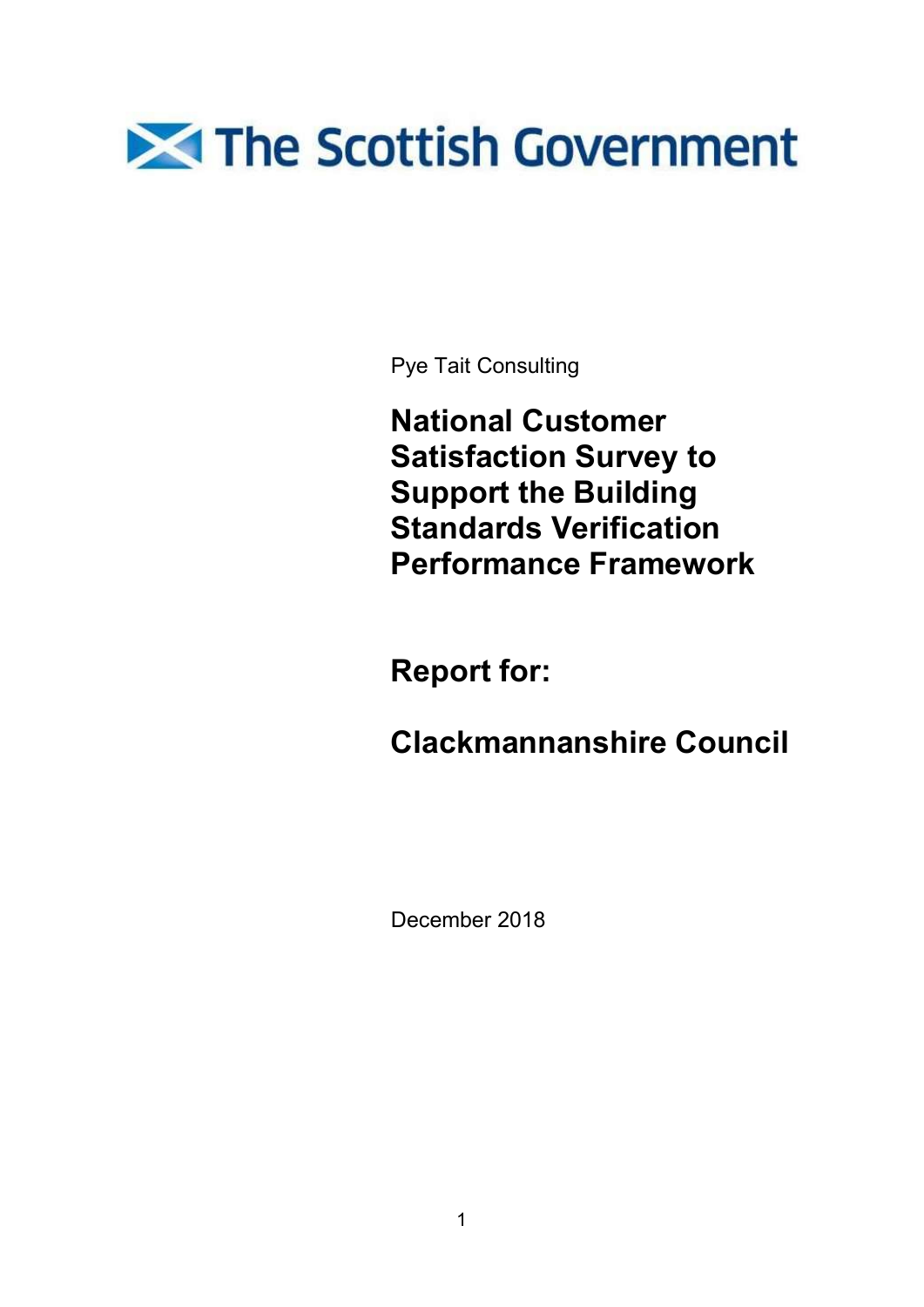The Scottish Government

Pye Tait Consulting

# National Customer Satisfaction Survey to Support the Building Standards Verification Performance Framework

## Report for:

## Clackmannanshire Council

December 2018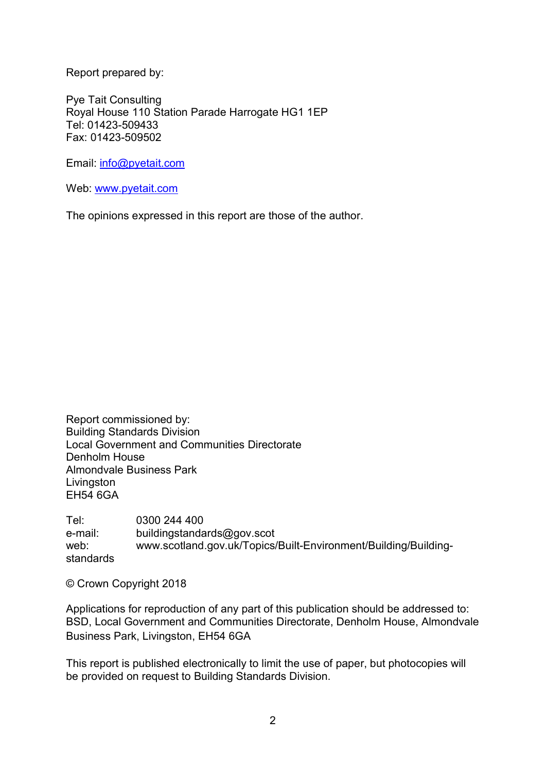Report prepared by:

Pye Tait Consulting
Royal House 110 Station Parade Harrogate HG1 1EP
Tel: 01423-509433
Fax: 01423-509502

Email: info@pyetait.com

Web: www.pyetait.com

The opinions expressed in this report are those of the author.

Report commissioned by:
Building Standards Division
Local Government and Communities Directorate
Denholm House
Almondvale Business Park
Livingston
EH54 6GA

Tel: 0300 244 400
e-mail: buildingstandards@gov.scot
web: www.scotland.gov.uk/Topics/Built-Environment/Building/Building-standards

© Crown Copyright 2018

Applications for reproduction of any part of this publication should be addressed to:
BSD, Local Government and Communities Directorate, Denholm House, Almondvale Business Park, Livingston, EH54 6GA

This report is published electronically to limit the use of paper, but photocopies will be provided on request to Building Standards Division.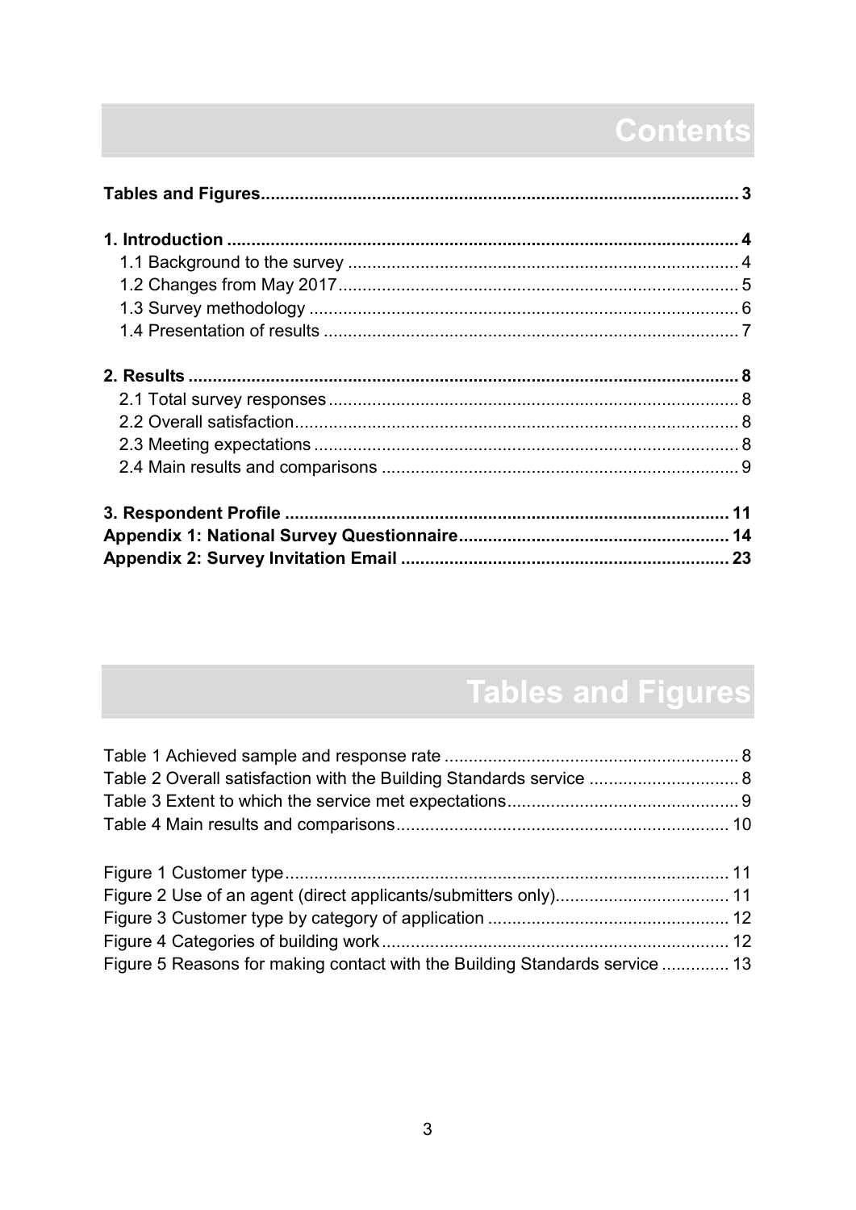# Contents

**Tables and Figures** .......... **3**

**1. Introduction** .......... **4**
- 1.1 Background to the survey .......... 4
- 1.2 Changes from May 2017 .......... 5
- 1.3 Survey methodology .......... 6
- 1.4 Presentation of results .......... 7

**2. Results** .......... **8**
- 2.1 Total survey responses .......... 8
- 2.2 Overall satisfaction .......... 8
- 2.3 Meeting expectations .......... 8
- 2.4 Main results and comparisons .......... 9

**3. Respondent Profile** .......... **11**

**Appendix 1: National Survey Questionnaire** .......... **14**

**Appendix 2: Survey Invitation Email** .......... **23**

# Tables and Figures

Table 1 Achieved sample and response rate .......... 8
Table 2 Overall satisfaction with the Building Standards service .......... 8
Table 3 Extent to which the service met expectations .......... 9
Table 4 Main results and comparisons .......... 10

Figure 1 Customer type .......... 11
Figure 2 Use of an agent (direct applicants/submitters only) .......... 11
Figure 3 Customer type by category of application .......... 12
Figure 4 Categories of building work .......... 12
Figure 5 Reasons for making contact with the Building Standards service .......... 13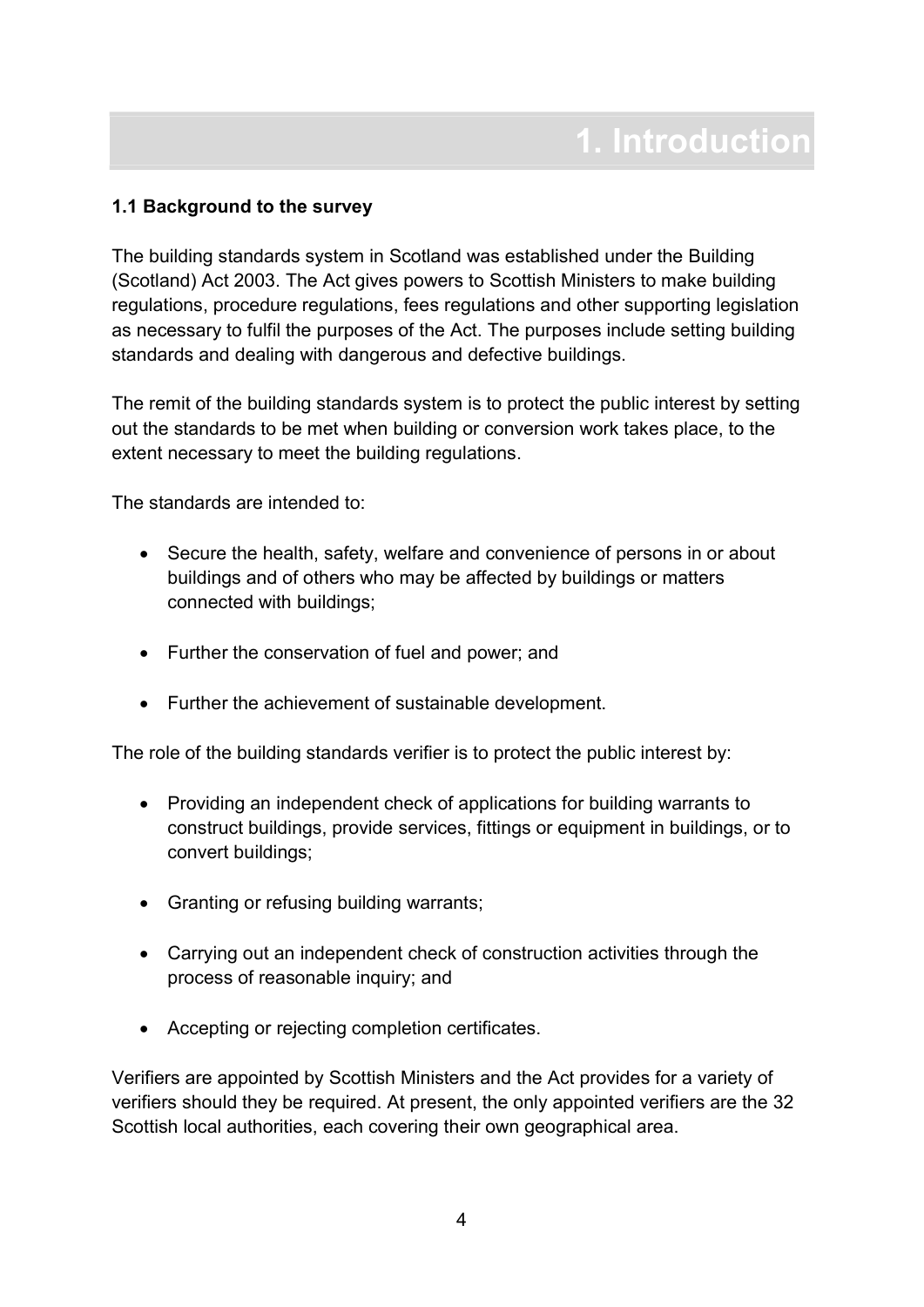# 1. Introduction

### 1.1 Background to the survey

The building standards system in Scotland was established under the Building (Scotland) Act 2003. The Act gives powers to Scottish Ministers to make building regulations, procedure regulations, fees regulations and other supporting legislation as necessary to fulfil the purposes of the Act. The purposes include setting building standards and dealing with dangerous and defective buildings.

The remit of the building standards system is to protect the public interest by setting out the standards to be met when building or conversion work takes place, to the extent necessary to meet the building regulations.

The standards are intended to:

- Secure the health, safety, welfare and convenience of persons in or about buildings and of others who may be affected by buildings or matters connected with buildings;
- Further the conservation of fuel and power; and
- Further the achievement of sustainable development.

The role of the building standards verifier is to protect the public interest by:

- Providing an independent check of applications for building warrants to construct buildings, provide services, fittings or equipment in buildings, or to convert buildings;
- Granting or refusing building warrants;
- Carrying out an independent check of construction activities through the process of reasonable inquiry; and
- Accepting or rejecting completion certificates.

Verifiers are appointed by Scottish Ministers and the Act provides for a variety of verifiers should they be required. At present, the only appointed verifiers are the 32 Scottish local authorities, each covering their own geographical area.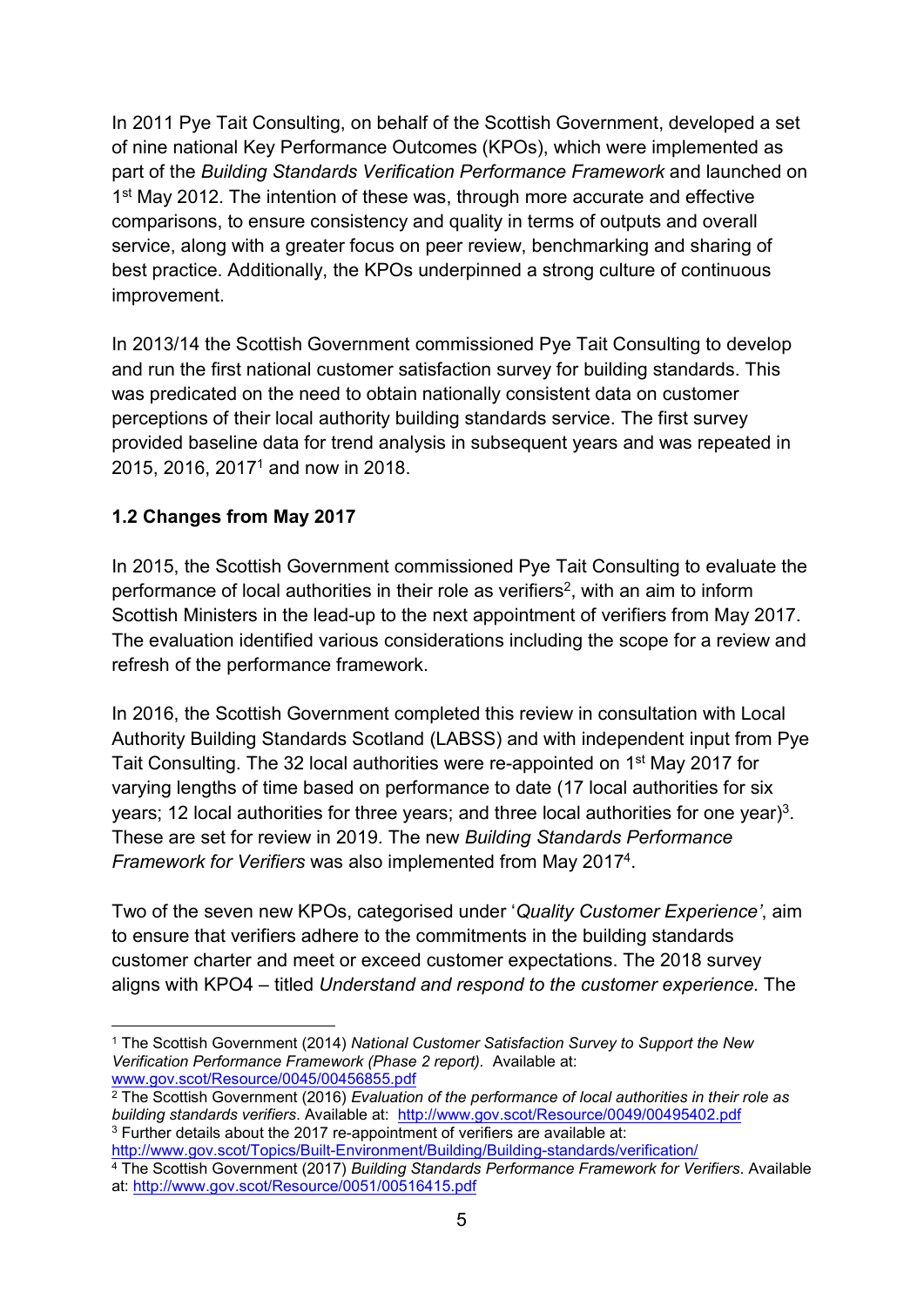In 2011 Pye Tait Consulting, on behalf of the Scottish Government, developed a set of nine national Key Performance Outcomes (KPOs), which were implemented as part of the *Building Standards Verification Performance Framework* and launched on 1st May 2012. The intention of these was, through more accurate and effective comparisons, to ensure consistency and quality in terms of outputs and overall service, along with a greater focus on peer review, benchmarking and sharing of best practice. Additionally, the KPOs underpinned a strong culture of continuous improvement.

In 2013/14 the Scottish Government commissioned Pye Tait Consulting to develop and run the first national customer satisfaction survey for building standards. This was predicated on the need to obtain nationally consistent data on customer perceptions of their local authority building standards service. The first survey provided baseline data for trend analysis in subsequent years and was repeated in 2015, 2016, 2017[1] and now in 2018.

### 1.2 Changes from May 2017

In 2015, the Scottish Government commissioned Pye Tait Consulting to evaluate the performance of local authorities in their role as verifiers[2], with an aim to inform Scottish Ministers in the lead-up to the next appointment of verifiers from May 2017. The evaluation identified various considerations including the scope for a review and refresh of the performance framework.

In 2016, the Scottish Government completed this review in consultation with Local Authority Building Standards Scotland (LABSS) and with independent input from Pye Tait Consulting. The 32 local authorities were re-appointed on 1st May 2017 for varying lengths of time based on performance to date (17 local authorities for six years; 12 local authorities for three years; and three local authorities for one year)[3]. These are set for review in 2019. The new *Building Standards Performance Framework for Verifiers* was also implemented from May 2017[4].

Two of the seven new KPOs, categorised under '*Quality Customer Experience'*, aim to ensure that verifiers adhere to the commitments in the building standards customer charter and meet or exceed customer expectations. The 2018 survey aligns with KPO4 – titled *Understand and respond to the customer experience*. The

---

[1] The Scottish Government (2014) *National Customer Satisfaction Survey to Support the New Verification Performance Framework (Phase 2 report)*. Available at: www.gov.scot/Resource/0045/00456855.pdf

[2] The Scottish Government (2016) *Evaluation of the performance of local authorities in their role as building standards verifiers*. Available at: http://www.gov.scot/Resource/0049/00495402.pdf

[3] Further details about the 2017 re-appointment of verifiers are available at: http://www.gov.scot/Topics/Built-Environment/Building/Building-standards/verification/

[4] The Scottish Government (2017) *Building Standards Performance Framework for Verifiers*. Available at: http://www.gov.scot/Resource/0051/00516415.pdf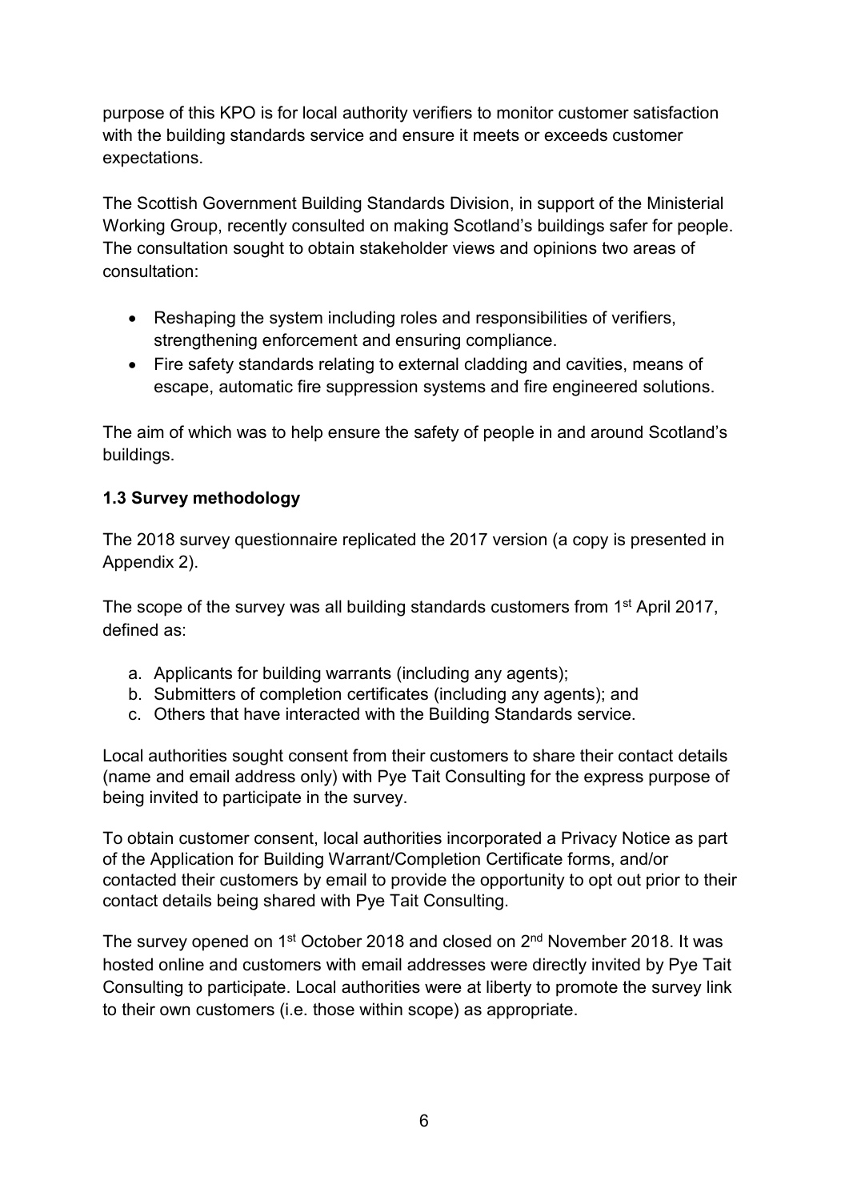purpose of this KPO is for local authority verifiers to monitor customer satisfaction with the building standards service and ensure it meets or exceeds customer expectations.

The Scottish Government Building Standards Division, in support of the Ministerial Working Group, recently consulted on making Scotland's buildings safer for people. The consultation sought to obtain stakeholder views and opinions two areas of consultation:

- Reshaping the system including roles and responsibilities of verifiers, strengthening enforcement and ensuring compliance.
- Fire safety standards relating to external cladding and cavities, means of escape, automatic fire suppression systems and fire engineered solutions.

The aim of which was to help ensure the safety of people in and around Scotland's buildings.

### 1.3 Survey methodology

The 2018 survey questionnaire replicated the 2017 version (a copy is presented in Appendix 2).

The scope of the survey was all building standards customers from 1st April 2017, defined as:

a. Applicants for building warrants (including any agents);
b. Submitters of completion certificates (including any agents); and
c. Others that have interacted with the Building Standards service.

Local authorities sought consent from their customers to share their contact details (name and email address only) with Pye Tait Consulting for the express purpose of being invited to participate in the survey.

To obtain customer consent, local authorities incorporated a Privacy Notice as part of the Application for Building Warrant/Completion Certificate forms, and/or contacted their customers by email to provide the opportunity to opt out prior to their contact details being shared with Pye Tait Consulting.

The survey opened on 1st October 2018 and closed on 2nd November 2018. It was hosted online and customers with email addresses were directly invited by Pye Tait Consulting to participate. Local authorities were at liberty to promote the survey link to their own customers (i.e. those within scope) as appropriate.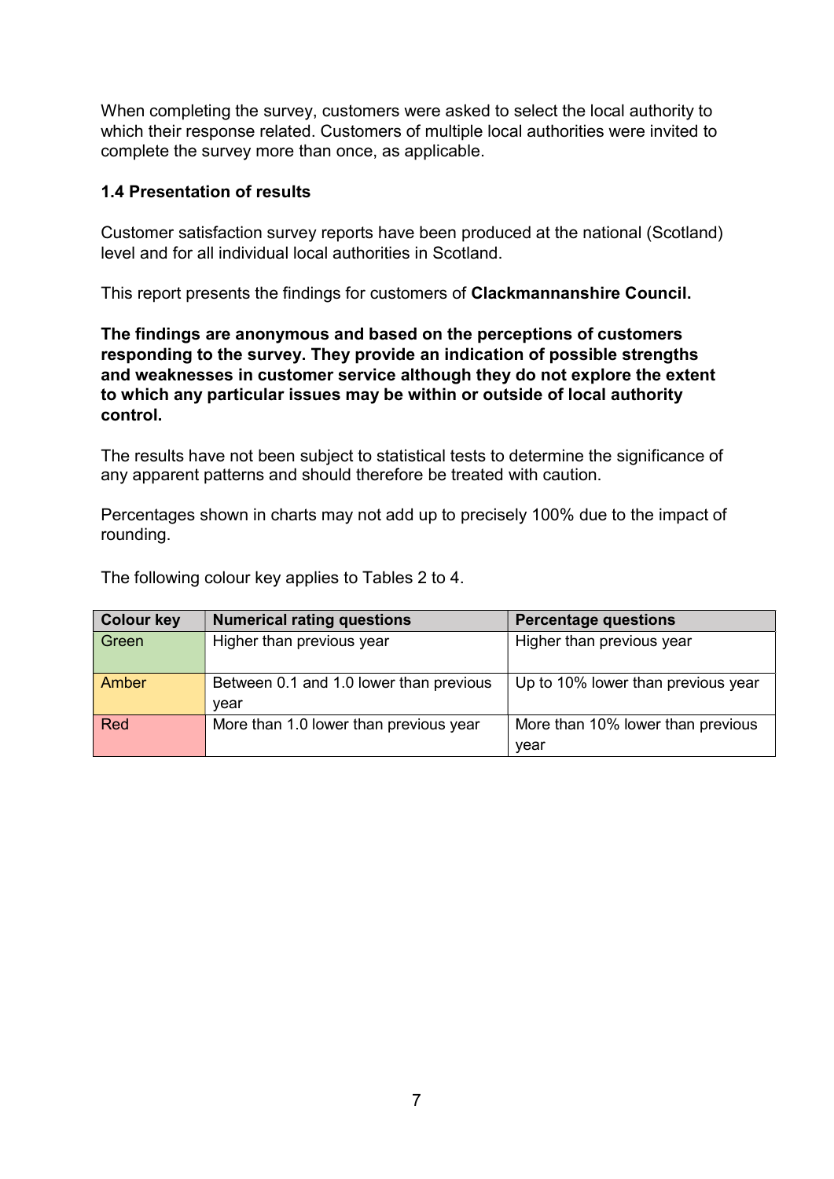When completing the survey, customers were asked to select the local authority to which their response related. Customers of multiple local authorities were invited to complete the survey more than once, as applicable.

### 1.4 Presentation of results

Customer satisfaction survey reports have been produced at the national (Scotland) level and for all individual local authorities in Scotland.

This report presents the findings for customers of **Clackmannanshire Council.**

**The findings are anonymous and based on the perceptions of customers responding to the survey. They provide an indication of possible strengths and weaknesses in customer service although they do not explore the extent to which any particular issues may be within or outside of local authority control.**

The results have not been subject to statistical tests to determine the significance of any apparent patterns and should therefore be treated with caution.

Percentages shown in charts may not add up to precisely 100% due to the impact of rounding.

The following colour key applies to Tables 2 to 4.

| Colour key | Numerical rating questions | Percentage questions |
|---|---|---|
| Green | Higher than previous year | Higher than previous year |
| Amber | Between 0.1 and 1.0 lower than previous year | Up to 10% lower than previous year |
| Red | More than 1.0 lower than previous year | More than 10% lower than previous year |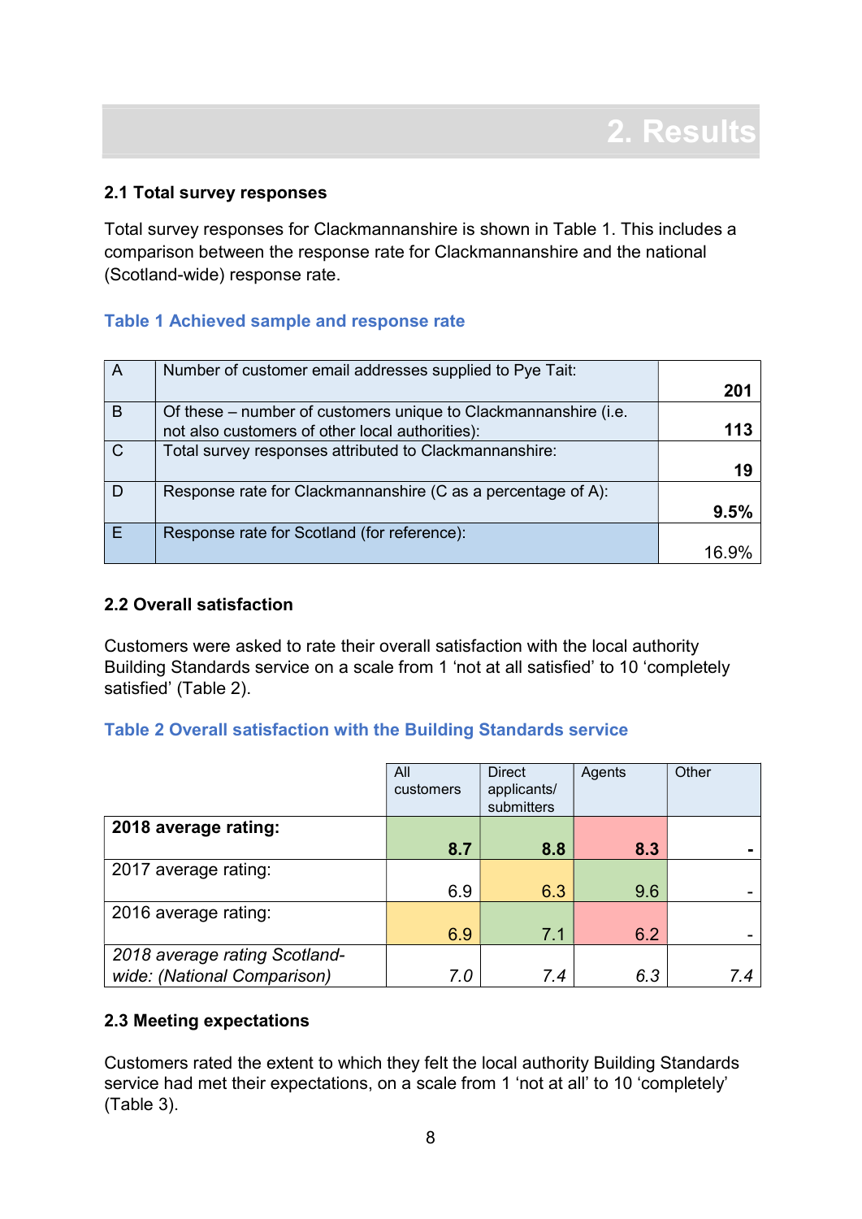# 2. Results

### 2.1 Total survey responses

Total survey responses for Clackmannanshire is shown in Table 1. This includes a comparison between the response rate for Clackmannanshire and the national (Scotland-wide) response rate.

**Table 1 Achieved sample and response rate**

| | | |
|---|---|---|
| A | Number of customer email addresses supplied to Pye Tait: | **201** |
| B | Of these – number of customers unique to Clackmannanshire (i.e. not also customers of other local authorities): | **113** |
| C | Total survey responses attributed to Clackmannanshire: | **19** |
| D | Response rate for Clackmannanshire (C as a percentage of A): | **9.5%** |
| E | Response rate for Scotland (for reference): | 16.9% |

### 2.2 Overall satisfaction

Customers were asked to rate their overall satisfaction with the local authority Building Standards service on a scale from 1 'not at all satisfied' to 10 'completely satisfied' (Table 2).

**Table 2 Overall satisfaction with the Building Standards service**

| | All customers | Direct applicants/ submitters | Agents | Other |
|---|---|---|---|---|
| **2018 average rating:** | **8.7** | **8.8** | **8.3** | **-** |
| 2017 average rating: | 6.9 | 6.3 | 9.6 | - |
| 2016 average rating: | 6.9 | 7.1 | 6.2 | - |
| *2018 average rating Scotland-wide: (National Comparison)* | *7.0* | *7.4* | *6.3* | *7.4* |

### 2.3 Meeting expectations

Customers rated the extent to which they felt the local authority Building Standards service had met their expectations, on a scale from 1 'not at all' to 10 'completely' (Table 3).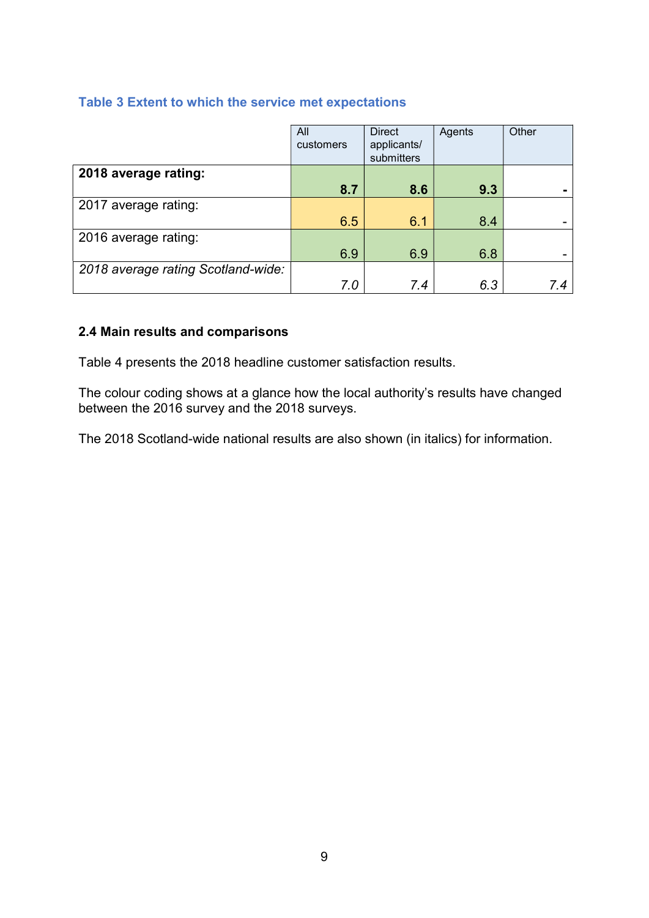**Table 3 Extent to which the service met expectations**

| | All customers | Direct applicants/ submitters | Agents | Other |
|---|---|---|---|---|
| **2018 average rating:** | **8.7** | **8.6** | **9.3** | **-** |
| 2017 average rating: | 6.5 | 6.1 | 8.4 | - |
| 2016 average rating: | 6.9 | 6.9 | 6.8 | - |
| *2018 average rating Scotland-wide:* | *7.0* | *7.4* | *6.3* | *7.4* |

### 2.4 Main results and comparisons

Table 4 presents the 2018 headline customer satisfaction results.

The colour coding shows at a glance how the local authority's results have changed between the 2016 survey and the 2018 surveys.

The 2018 Scotland-wide national results are also shown (in italics) for information.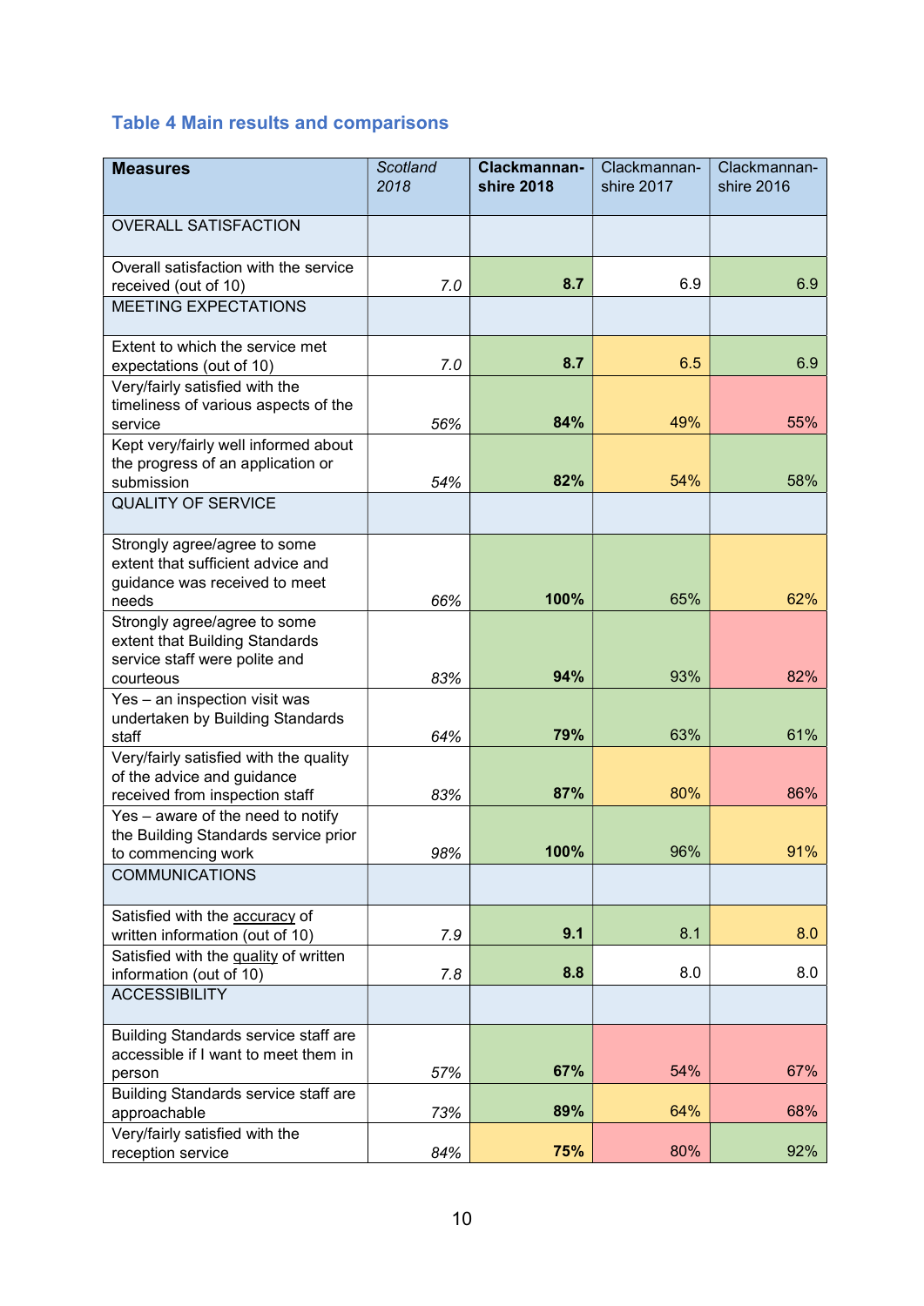### Table 4 Main results and comparisons

| Measures | *Scotland 2018* | **Clackmannan-shire 2018** | Clackmannan-shire 2017 | Clackmannan-shire 2016 |
|---|---|---|---|---|
| OVERALL SATISFACTION | | | | |
| Overall satisfaction with the service received (out of 10) | *7.0* | **8.7** | 6.9 | 6.9 |
| MEETING EXPECTATIONS | | | | |
| Extent to which the service met expectations (out of 10) | *7.0* | **8.7** | 6.5 | 6.9 |
| Very/fairly satisfied with the timeliness of various aspects of the service | *56%* | **84%** | 49% | 55% |
| Kept very/fairly well informed about the progress of an application or submission | *54%* | **82%** | 54% | 58% |
| QUALITY OF SERVICE | | | | |
| Strongly agree/agree to some extent that sufficient advice and guidance was received to meet needs | *66%* | **100%** | 65% | 62% |
| Strongly agree/agree to some extent that Building Standards service staff were polite and courteous | *83%* | **94%** | 93% | 82% |
| Yes – an inspection visit was undertaken by Building Standards staff | *64%* | **79%** | 63% | 61% |
| Very/fairly satisfied with the quality of the advice and guidance received from inspection staff | *83%* | **87%** | 80% | 86% |
| Yes – aware of the need to notify the Building Standards service prior to commencing work | *98%* | **100%** | 96% | 91% |
| COMMUNICATIONS | | | | |
| Satisfied with the accuracy of written information (out of 10) | *7.9* | **9.1** | 8.1 | 8.0 |
| Satisfied with the quality of written information (out of 10) | *7.8* | **8.8** | 8.0 | 8.0 |
| ACCESSIBILITY | | | | |
| Building Standards service staff are accessible if I want to meet them in person | *57%* | **67%** | 54% | 67% |
| Building Standards service staff are approachable | *73%* | **89%** | 64% | 68% |
| Very/fairly satisfied with the reception service | *84%* | **75%** | 80% | 92% |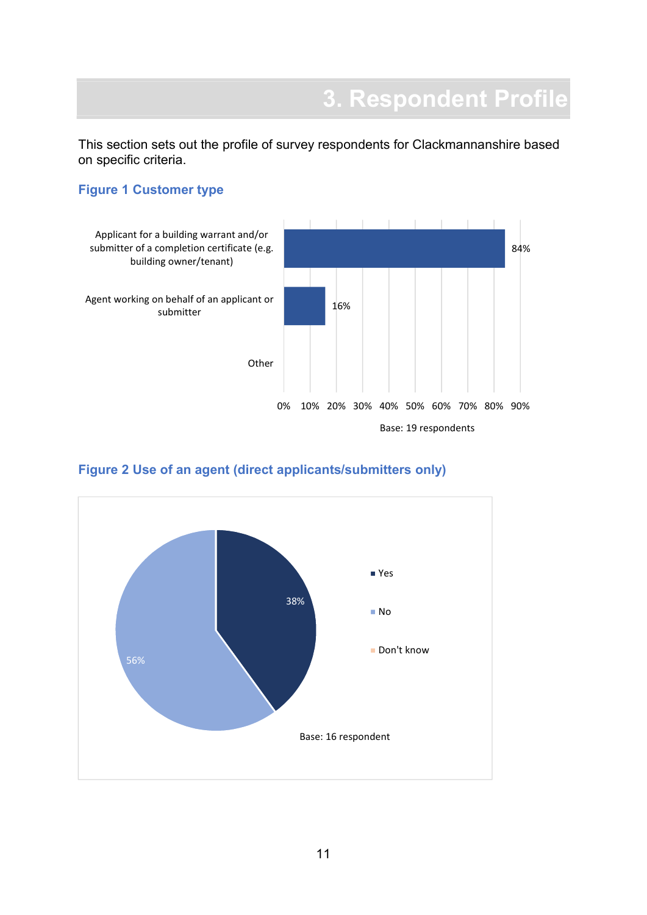# 3. Respondent Profile

This section sets out the profile of survey respondents for Clackmannanshire based on specific criteria.

### Figure 1 Customer type

| Customer type | % |
|---|---|
| Applicant for a building warrant and/or submitter of a completion certificate (e.g. building owner/tenant) | 84% |
| Agent working on behalf of an applicant or submitter | 16% |
| Other | |

Base: 19 respondents

### Figure 2 Use of an agent (direct applicants/submitters only)

| Response | % |
|---|---|
| Yes | 38% |
| No | 56% |
| Don't know | |

Base: 16 respondent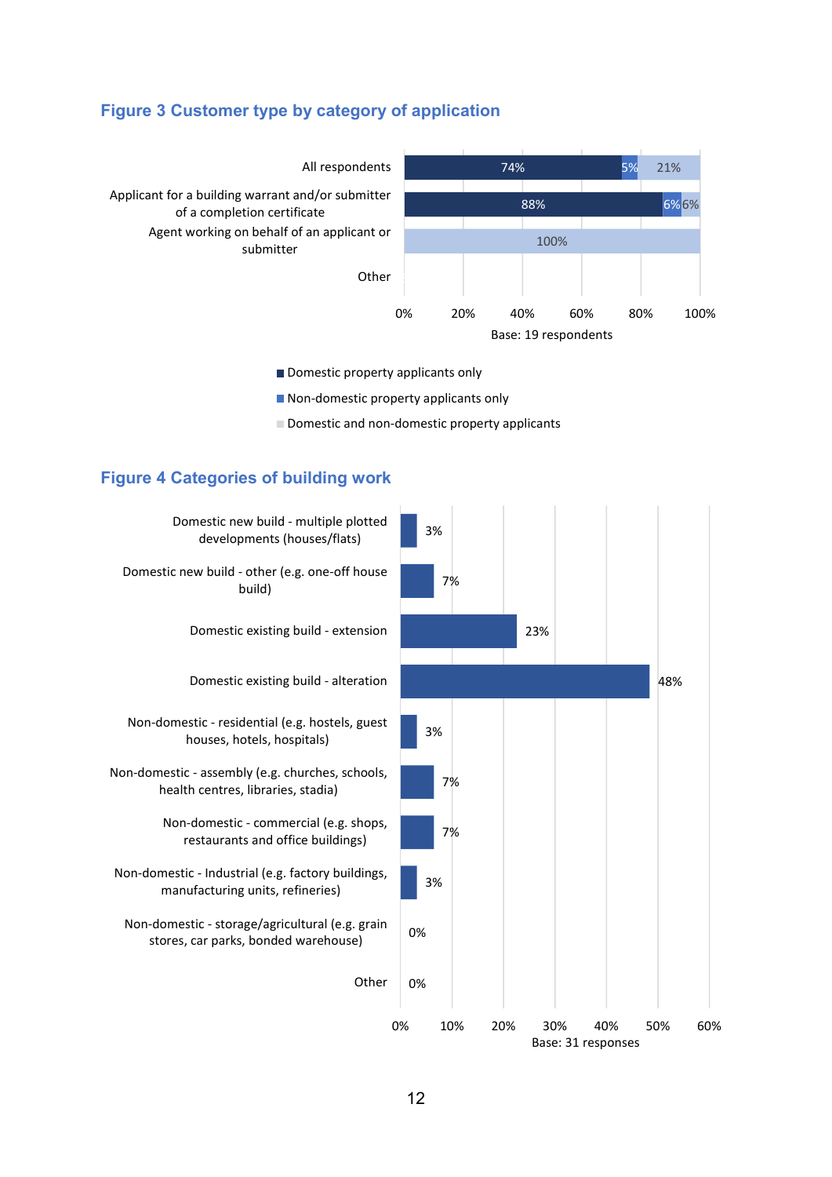### Figure 3 Customer type by category of application

| | Domestic property applicants only | Non-domestic property applicants only | Domestic and non-domestic property applicants |
|---|---|---|---|
| All respondents | 74% | 5% | 21% |
| Applicant for a building warrant and/or submitter of a completion certificate | 88% | 6% | 6% |
| Agent working on behalf of an applicant or submitter | | | 100% |
| Other | | | |

Base: 19 respondents

### Figure 4 Categories of building work

| Category | % |
|---|---|
| Domestic new build - multiple plotted developments (houses/flats) | 3% |
| Domestic new build - other (e.g. one-off house build) | 7% |
| Domestic existing build - extension | 23% |
| Domestic existing build - alteration | 48% |
| Non-domestic - residential (e.g. hostels, guest houses, hotels, hospitals) | 3% |
| Non-domestic - assembly (e.g. churches, schools, health centres, libraries, stadia) | 7% |
| Non-domestic - commercial (e.g. shops, restaurants and office buildings) | 7% |
| Non-domestic - Industrial (e.g. factory buildings, manufacturing units, refineries) | 3% |
| Non-domestic - storage/agricultural (e.g. grain stores, car parks, bonded warehouse) | 0% |
| Other | 0% |

Base: 31 responses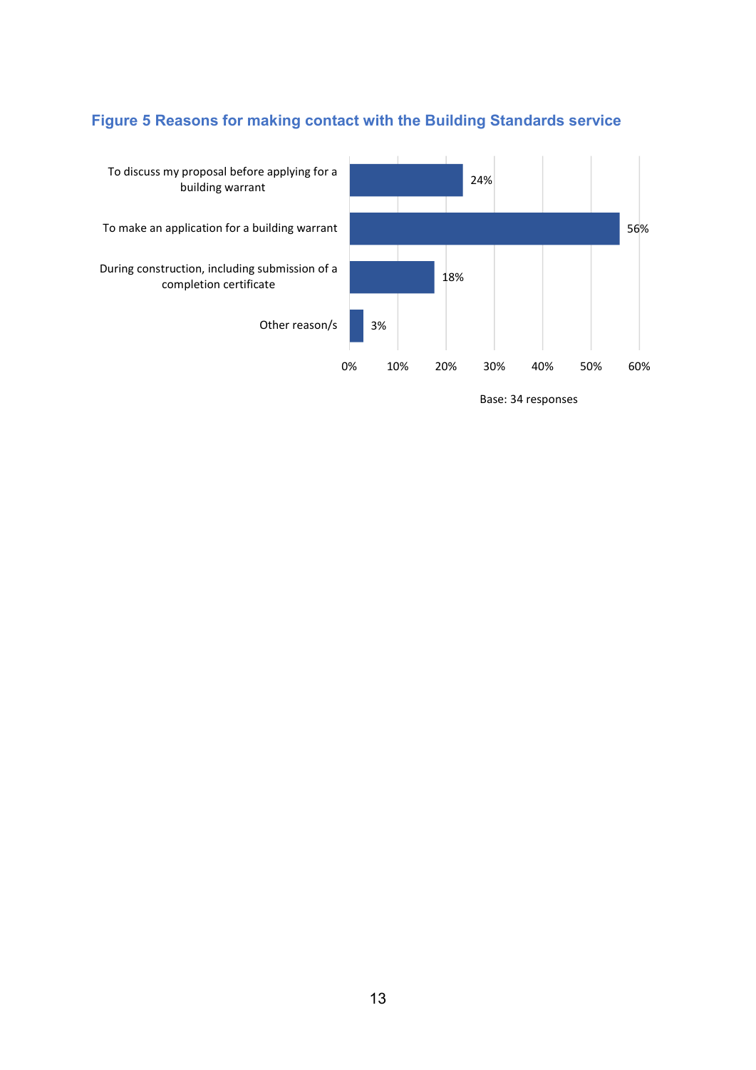**Figure 5 Reasons for making contact with the Building Standards service**

| Reason | Percentage |
|---|---|
| To discuss my proposal before applying for a building warrant | 24% |
| To make an application for a building warrant | 56% |
| During construction, including submission of a completion certificate | 18% |
| Other reason/s | 3% |

Base: 34 responses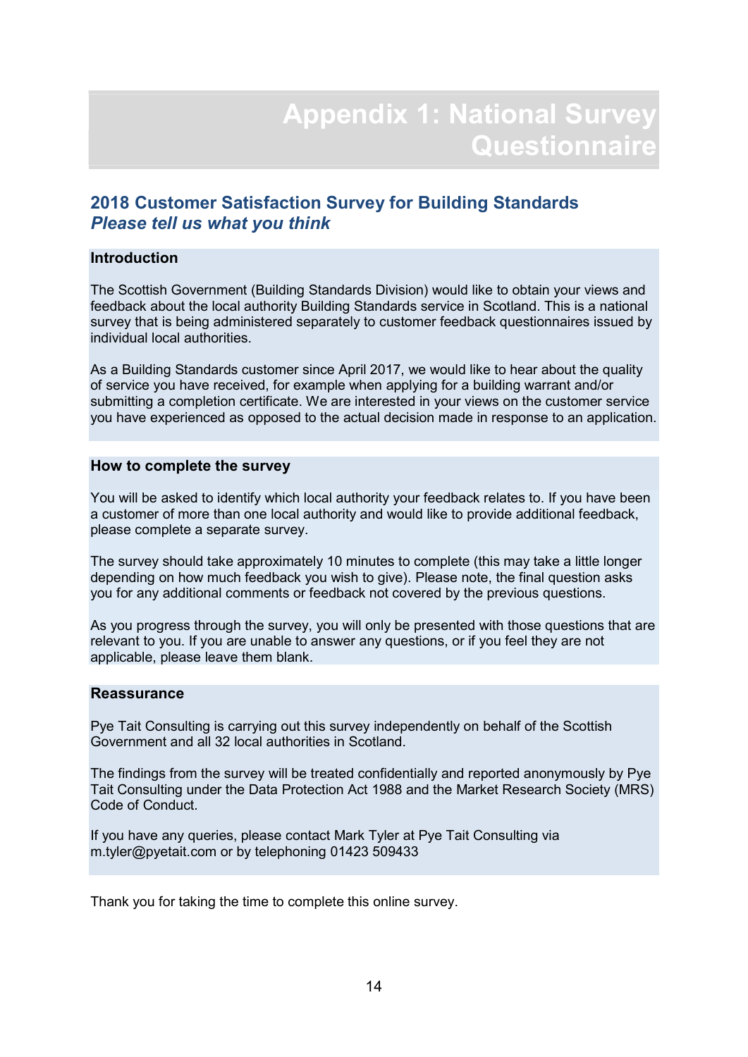# Appendix 1: National Survey Questionnaire

## 2018 Customer Satisfaction Survey for Building Standards
### *Please tell us what you think*

**Introduction**

The Scottish Government (Building Standards Division) would like to obtain your views and feedback about the local authority Building Standards service in Scotland. This is a national survey that is being administered separately to customer feedback questionnaires issued by individual local authorities.

As a Building Standards customer since April 2017, we would like to hear about the quality of service you have received, for example when applying for a building warrant and/or submitting a completion certificate. We are interested in your views on the customer service you have experienced as opposed to the actual decision made in response to an application.

**How to complete the survey**

You will be asked to identify which local authority your feedback relates to. If you have been a customer of more than one local authority and would like to provide additional feedback, please complete a separate survey.

The survey should take approximately 10 minutes to complete (this may take a little longer depending on how much feedback you wish to give). Please note, the final question asks you for any additional comments or feedback not covered by the previous questions.

As you progress through the survey, you will only be presented with those questions that are relevant to you. If you are unable to answer any questions, or if you feel they are not applicable, please leave them blank.

**Reassurance**

Pye Tait Consulting is carrying out this survey independently on behalf of the Scottish Government and all 32 local authorities in Scotland.

The findings from the survey will be treated confidentially and reported anonymously by Pye Tait Consulting under the Data Protection Act 1988 and the Market Research Society (MRS) Code of Conduct.

If you have any queries, please contact Mark Tyler at Pye Tait Consulting via m.tyler@pyetait.com or by telephoning 01423 509433

Thank you for taking the time to complete this online survey.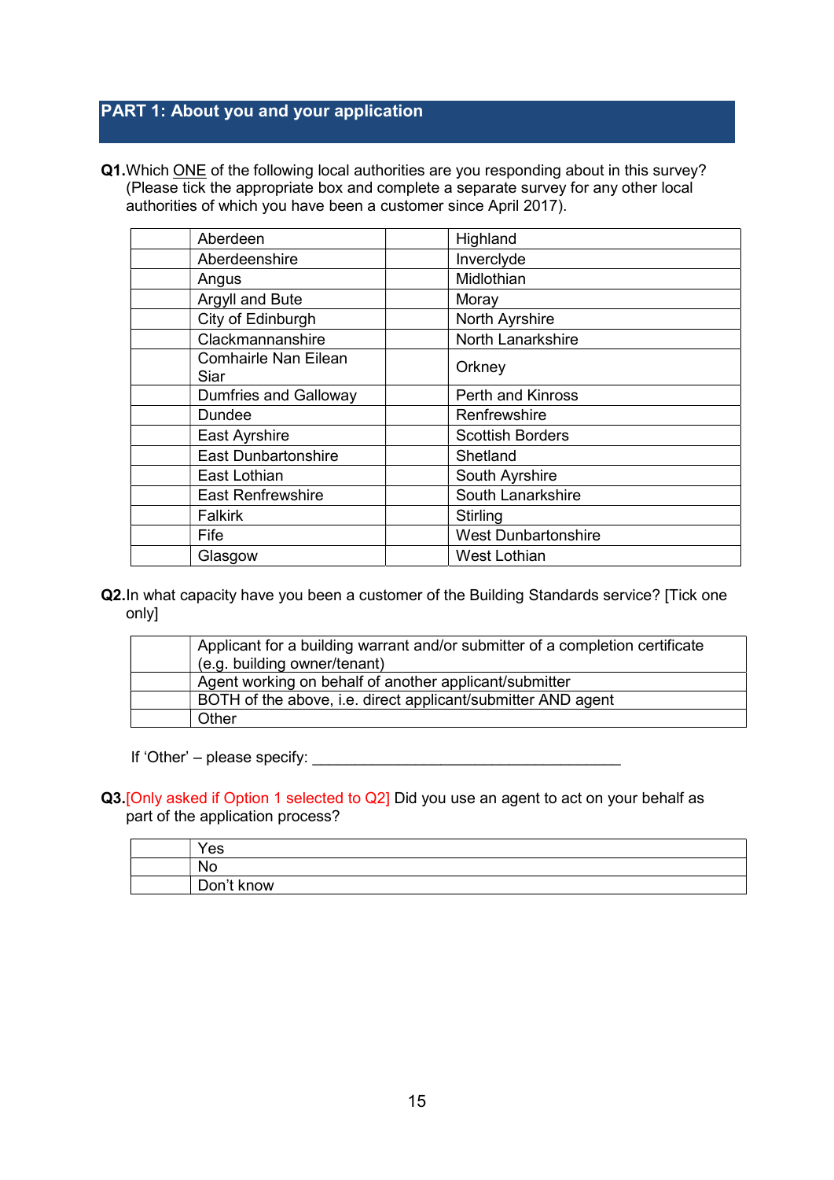## PART 1: About you and your application

**Q1.** Which ONE of the following local authorities are you responding about in this survey? (Please tick the appropriate box and complete a separate survey for any other local authorities of which you have been a customer since April 2017).

| | | | |
|---|---|---|---|
| | Aberdeen | | Highland |
| | Aberdeenshire | | Inverclyde |
| | Angus | | Midlothian |
| | Argyll and Bute | | Moray |
| | City of Edinburgh | | North Ayrshire |
| | Clackmannanshire | | North Lanarkshire |
| | Comhairle Nan Eilean Siar | | Orkney |
| | Dumfries and Galloway | | Perth and Kinross |
| | Dundee | | Renfrewshire |
| | East Ayrshire | | Scottish Borders |
| | East Dunbartonshire | | Shetland |
| | East Lothian | | South Ayrshire |
| | East Renfrewshire | | South Lanarkshire |
| | Falkirk | | Stirling |
| | Fife | | West Dunbartonshire |
| | Glasgow | | West Lothian |

**Q2.** In what capacity have you been a customer of the Building Standards service? [Tick one only]

| | |
|---|---|
| | Applicant for a building warrant and/or submitter of a completion certificate (e.g. building owner/tenant) |
| | Agent working on behalf of another applicant/submitter |
| | BOTH of the above, i.e. direct applicant/submitter AND agent |
| | Other |

If 'Other' – please specify: ______________________________________

**Q3.** [Only asked if Option 1 selected to Q2] Did you use an agent to act on your behalf as part of the application process?

| | |
|---|---|
| | Yes |
| | No |
| | Don't know |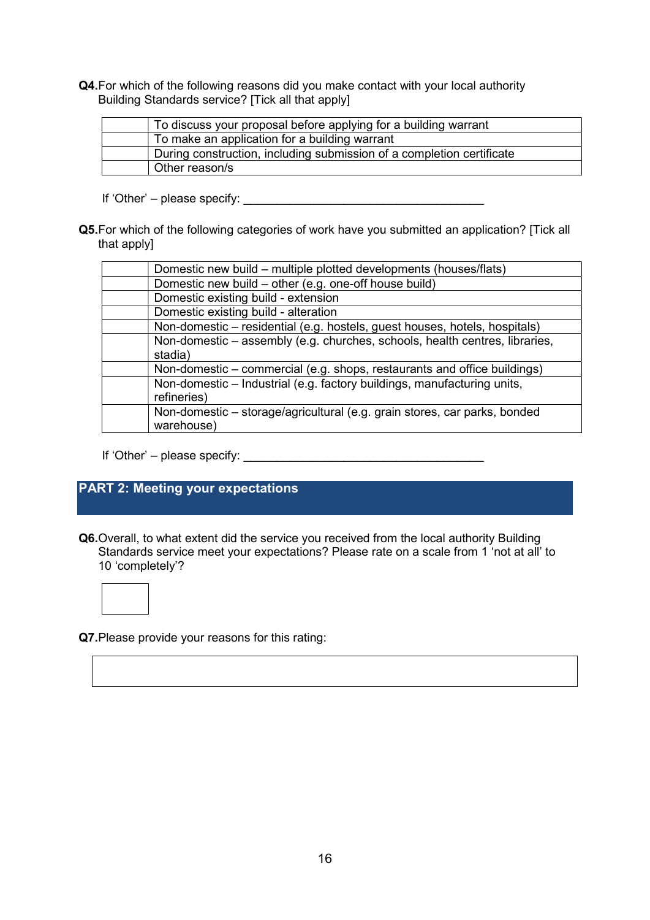**Q4.** For which of the following reasons did you make contact with your local authority Building Standards service? [Tick all that apply]

| | |
|---|---|
| | To discuss your proposal before applying for a building warrant |
| | To make an application for a building warrant |
| | During construction, including submission of a completion certificate |
| | Other reason/s |

If 'Other' – please specify: ____________________________________

**Q5.** For which of the following categories of work have you submitted an application? [Tick all that apply]

| | |
|---|---|
| | Domestic new build – multiple plotted developments (houses/flats) |
| | Domestic new build – other (e.g. one-off house build) |
| | Domestic existing build - extension |
| | Domestic existing build - alteration |
| | Non-domestic – residential (e.g. hostels, guest houses, hotels, hospitals) |
| | Non-domestic – assembly (e.g. churches, schools, health centres, libraries, stadia) |
| | Non-domestic – commercial (e.g. shops, restaurants and office buildings) |
| | Non-domestic – Industrial (e.g. factory buildings, manufacturing units, refineries) |
| | Non-domestic – storage/agricultural (e.g. grain stores, car parks, bonded warehouse) |

If 'Other' – please specify: ____________________________________

## PART 2: Meeting your expectations

**Q6.** Overall, to what extent did the service you received from the local authority Building Standards service meet your expectations? Please rate on a scale from 1 'not at all' to 10 'completely'?

| |
|---|
| |

**Q7.** Please provide your reasons for this rating:

| |
|---|
| |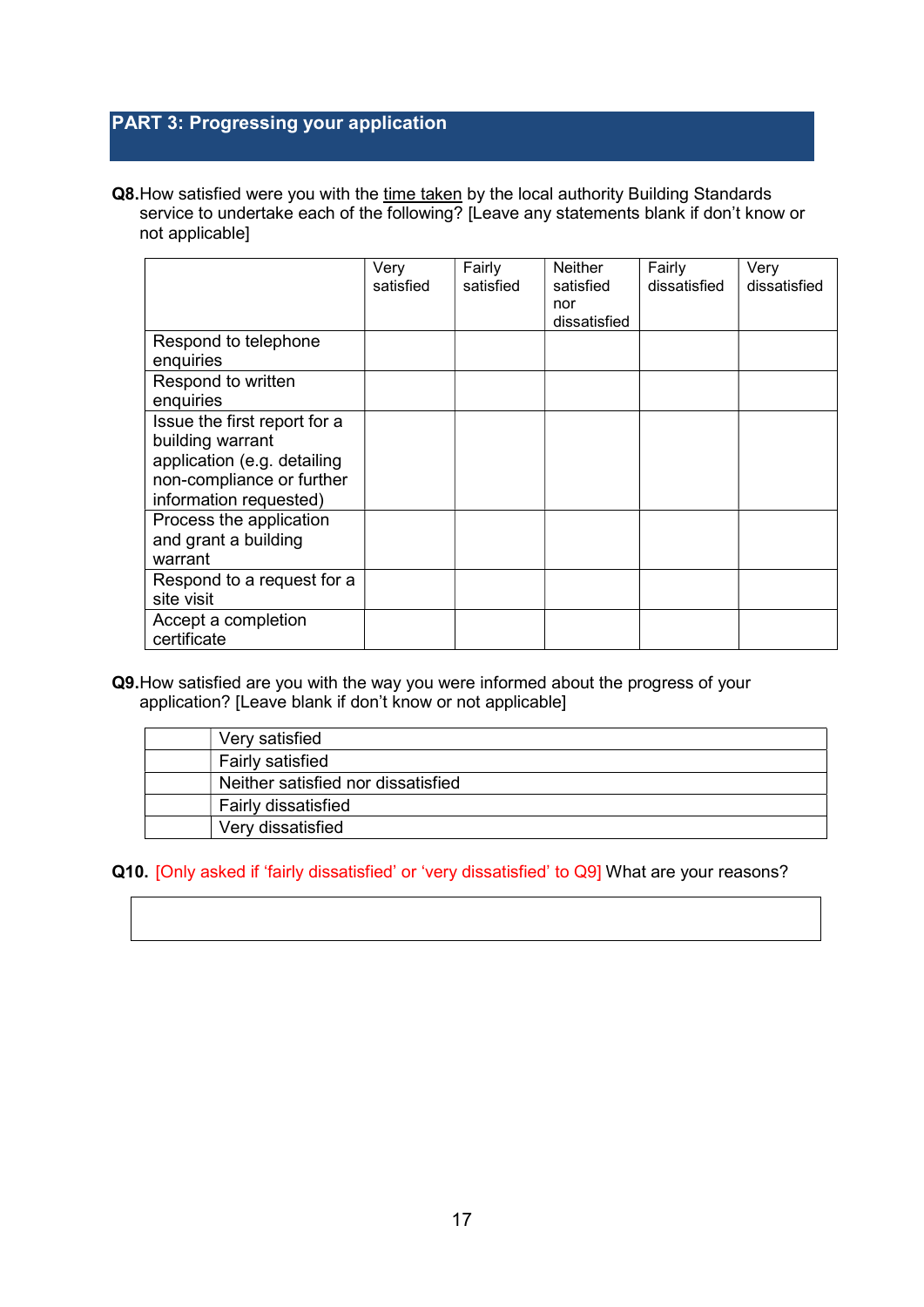## PART 3: Progressing your application

**Q8.** How satisfied were you with the time taken by the local authority Building Standards service to undertake each of the following? [Leave any statements blank if don't know or not applicable]

| | Very satisfied | Fairly satisfied | Neither satisfied nor dissatisfied | Fairly dissatisfied | Very dissatisfied |
|---|---|---|---|---|---|
| Respond to telephone enquiries | | | | | |
| Respond to written enquiries | | | | | |
| Issue the first report for a building warrant application (e.g. detailing non-compliance or further information requested) | | | | | |
| Process the application and grant a building warrant | | | | | |
| Respond to a request for a site visit | | | | | |
| Accept a completion certificate | | | | | |

**Q9.** How satisfied are you with the way you were informed about the progress of your application? [Leave blank if don't know or not applicable]

| | |
|---|---|
| | Very satisfied |
| | Fairly satisfied |
| | Neither satisfied nor dissatisfied |
| | Fairly dissatisfied |
| | Very dissatisfied |

**Q10.** [Only asked if 'fairly dissatisfied' or 'very dissatisfied' to Q9] What are your reasons?

| |
|---|
| |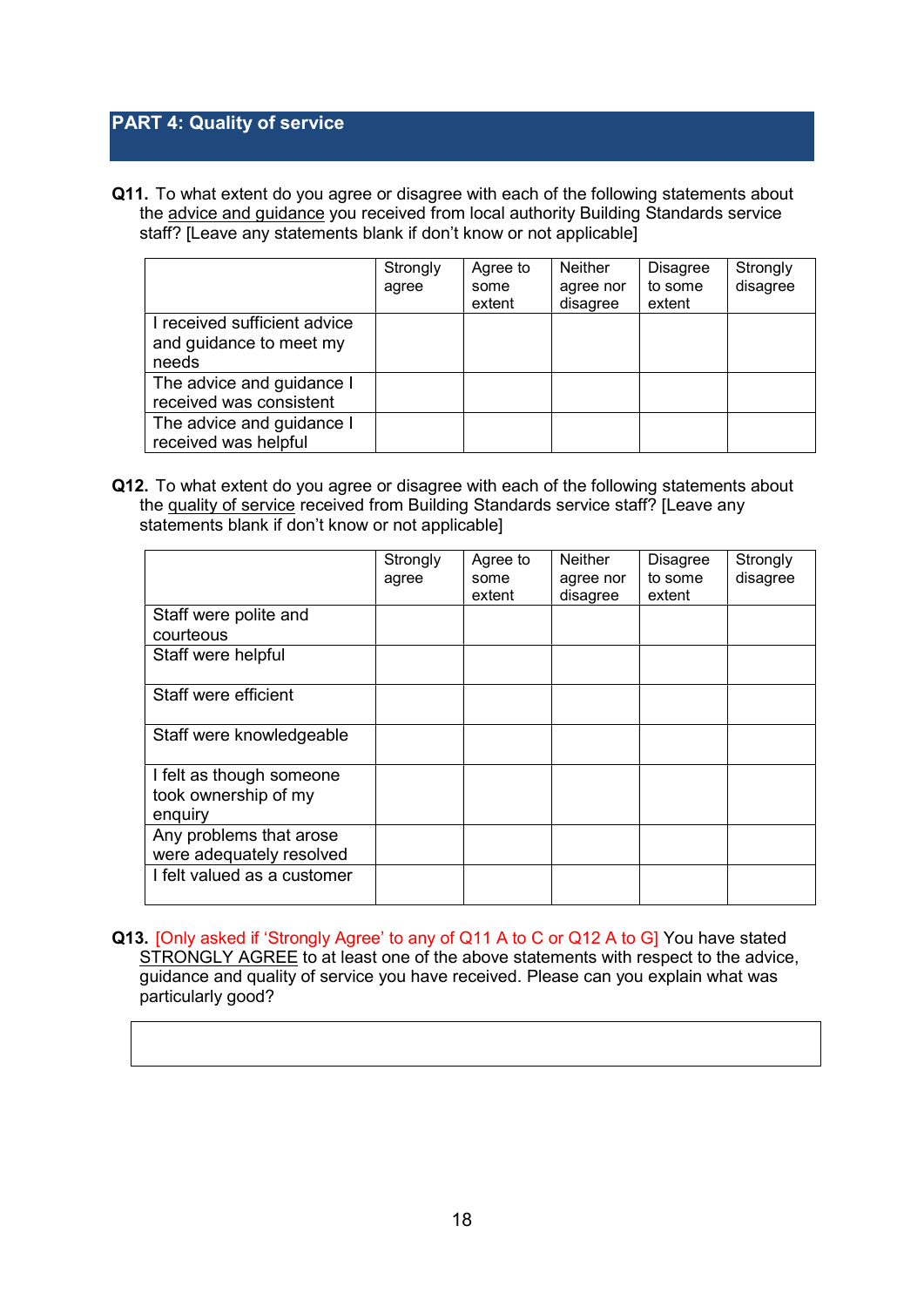## PART 4: Quality of service

**Q11.** To what extent do you agree or disagree with each of the following statements about the <u>advice and guidance</u> you received from local authority Building Standards service staff? [Leave any statements blank if don't know or not applicable]

| | Strongly agree | Agree to some extent | Neither agree nor disagree | Disagree to some extent | Strongly disagree |
|---|---|---|---|---|---|
| I received sufficient advice and guidance to meet my needs | | | | | |
| The advice and guidance I received was consistent | | | | | |
| The advice and guidance I received was helpful | | | | | |

**Q12.** To what extent do you agree or disagree with each of the following statements about the <u>quality of service</u> received from Building Standards service staff? [Leave any statements blank if don't know or not applicable]

| | Strongly agree | Agree to some extent | Neither agree nor disagree | Disagree to some extent | Strongly disagree |
|---|---|---|---|---|---|
| Staff were polite and courteous | | | | | |
| Staff were helpful | | | | | |
| Staff were efficient | | | | | |
| Staff were knowledgeable | | | | | |
| I felt as though someone took ownership of my enquiry | | | | | |
| Any problems that arose were adequately resolved | | | | | |
| I felt valued as a customer | | | | | |

**Q13.** [Only asked if 'Strongly Agree' to any of Q11 A to C or Q12 A to G] You have stated <u>STRONGLY AGREE</u> to at least one of the above statements with respect to the advice, guidance and quality of service you have received. Please can you explain what was particularly good?

| |
|---|
| |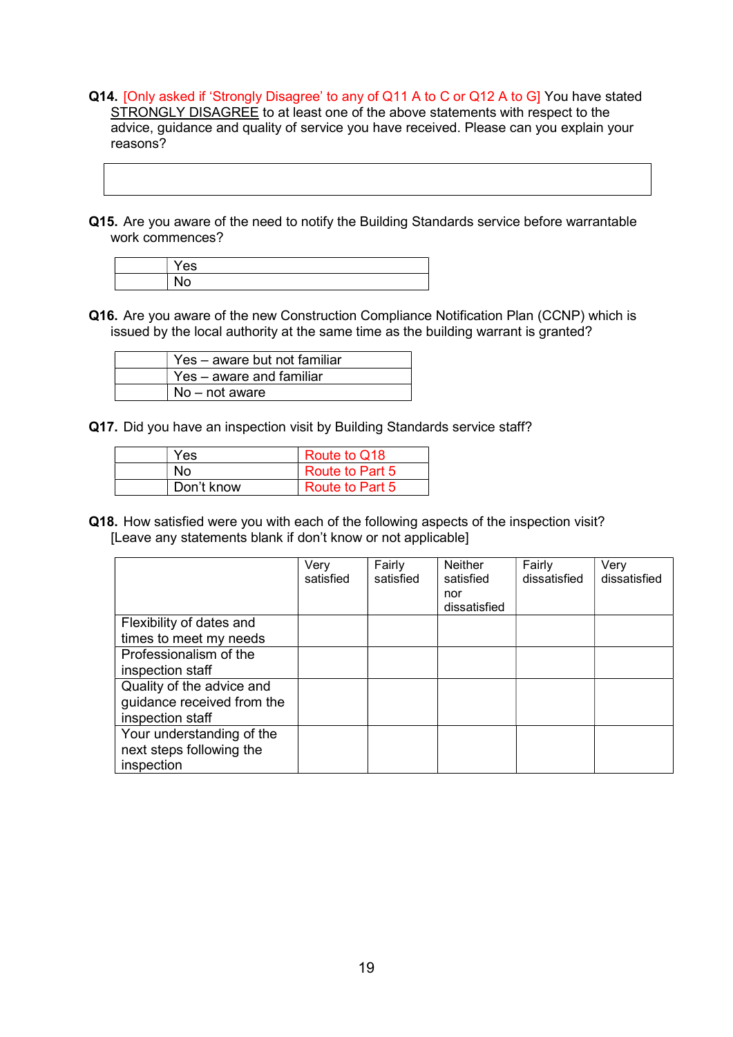**Q14.** [Only asked if 'Strongly Disagree' to any of Q11 A to C or Q12 A to G] You have stated STRONGLY DISAGREE to at least one of the above statements with respect to the advice, guidance and quality of service you have received. Please can you explain your reasons?

| |
|---|
| |

**Q15.** Are you aware of the need to notify the Building Standards service before warrantable work commences?

| | |
|---|---|
| | Yes |
| | No |

**Q16.** Are you aware of the new Construction Compliance Notification Plan (CCNP) which is issued by the local authority at the same time as the building warrant is granted?

| | |
|---|---|
| | Yes – aware but not familiar |
| | Yes – aware and familiar |
| | No – not aware |

**Q17.** Did you have an inspection visit by Building Standards service staff?

| | | |
|---|---|---|
| | Yes | Route to Q18 |
| | No | Route to Part 5 |
| | Don't know | Route to Part 5 |

**Q18.** How satisfied were you with each of the following aspects of the inspection visit? [Leave any statements blank if don't know or not applicable]

| | Very satisfied | Fairly satisfied | Neither satisfied nor dissatisfied | Fairly dissatisfied | Very dissatisfied |
|---|---|---|---|---|---|
| Flexibility of dates and times to meet my needs | | | | | |
| Professionalism of the inspection staff | | | | | |
| Quality of the advice and guidance received from the inspection staff | | | | | |
| Your understanding of the next steps following the inspection | | | | | |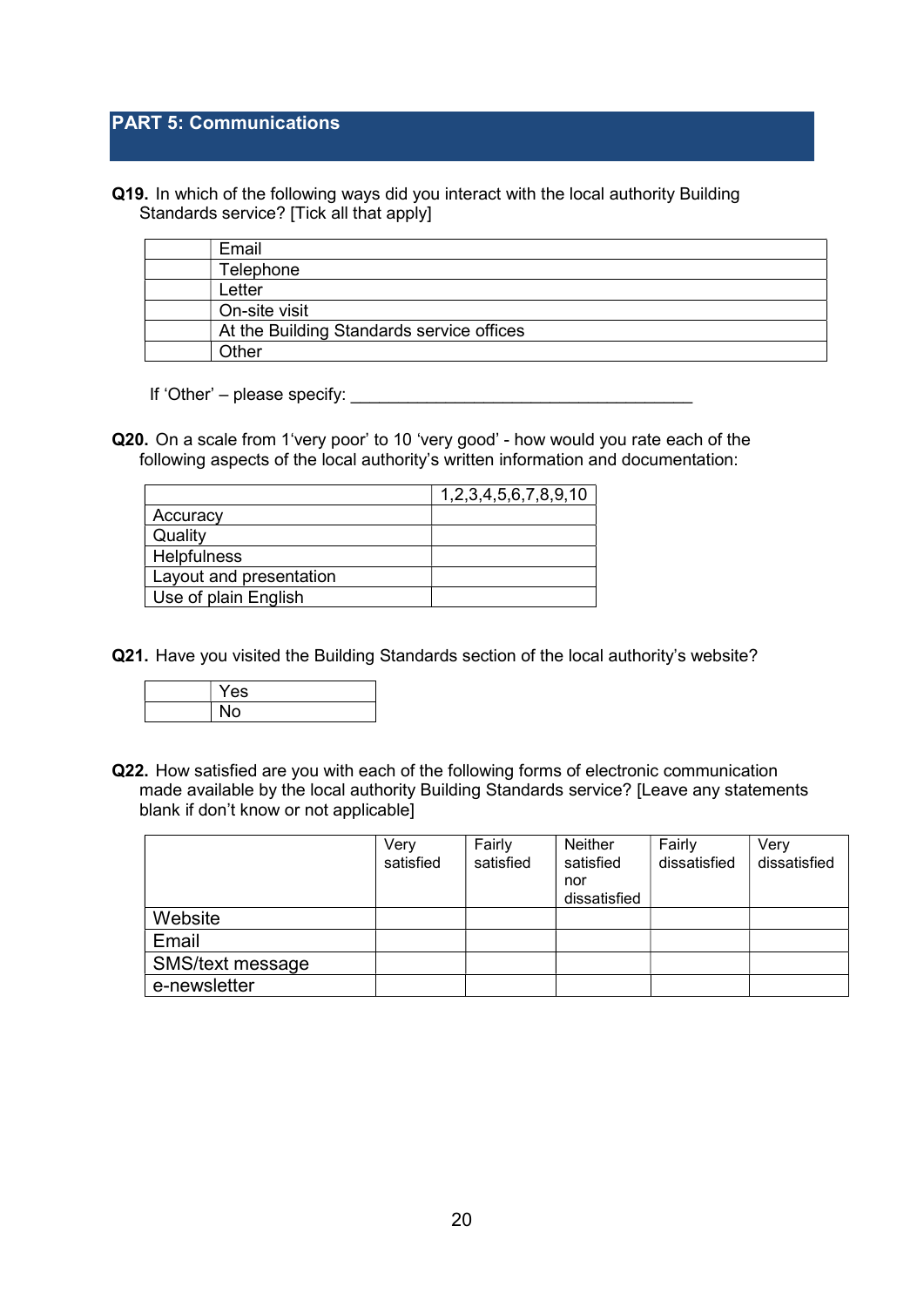## PART 5: Communications

**Q19.** In which of the following ways did you interact with the local authority Building Standards service? [Tick all that apply]

| | |
|---|---|
| | Email |
| | Telephone |
| | Letter |
| | On-site visit |
| | At the Building Standards service offices |
| | Other |

If 'Other' – please specify: ______________________________________

**Q20.** On a scale from 1'very poor' to 10 'very good' - how would you rate each of the following aspects of the local authority's written information and documentation:

| | 1,2,3,4,5,6,7,8,9,10 |
|---|---|
| Accuracy | |
| Quality | |
| Helpfulness | |
| Layout and presentation | |
| Use of plain English | |

**Q21.** Have you visited the Building Standards section of the local authority's website?

| | |
|---|---|
| | Yes |
| | No |

**Q22.** How satisfied are you with each of the following forms of electronic communication made available by the local authority Building Standards service? [Leave any statements blank if don't know or not applicable]

| | Very satisfied | Fairly satisfied | Neither satisfied nor dissatisfied | Fairly dissatisfied | Very dissatisfied |
|---|---|---|---|---|---|
| Website | | | | | |
| Email | | | | | |
| SMS/text message | | | | | |
| e-newsletter | | | | | |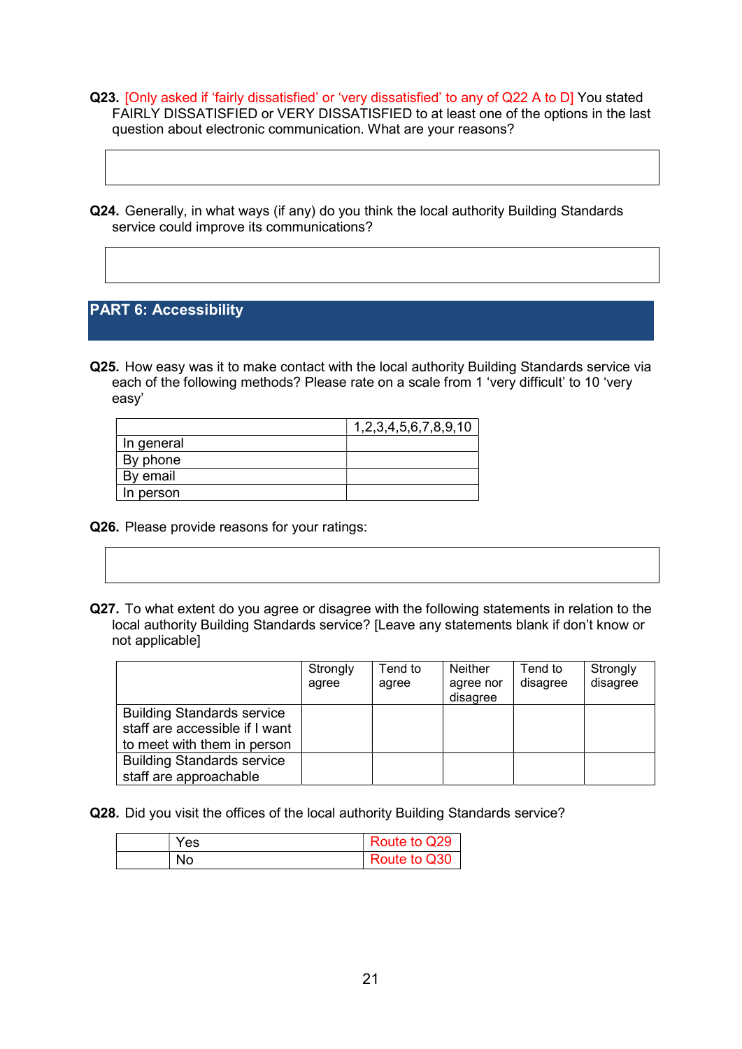**Q23.** [Only asked if 'fairly dissatisfied' or 'very dissatisfied' to any of Q22 A to D] You stated FAIRLY DISSATISFIED or VERY DISSATISFIED to at least one of the options in the last question about electronic communication. What are your reasons?

| |
|---|
| |

**Q24.** Generally, in what ways (if any) do you think the local authority Building Standards service could improve its communications?

| |
|---|
| |

## PART 6: Accessibility

**Q25.** How easy was it to make contact with the local authority Building Standards service via each of the following methods? Please rate on a scale from 1 'very difficult' to 10 'very easy'

| | 1,2,3,4,5,6,7,8,9,10 |
|---|---|
| In general | |
| By phone | |
| By email | |
| In person | |

**Q26.** Please provide reasons for your ratings:

| |
|---|
| |

**Q27.** To what extent do you agree or disagree with the following statements in relation to the local authority Building Standards service? [Leave any statements blank if don't know or not applicable]

| | Strongly agree | Tend to agree | Neither agree nor disagree | Tend to disagree | Strongly disagree |
|---|---|---|---|---|---|
| Building Standards service staff are accessible if I want to meet with them in person | | | | | |
| Building Standards service staff are approachable | | | | | |

**Q28.** Did you visit the offices of the local authority Building Standards service?

| | | |
|---|---|---|
| | Yes | Route to Q29 |
| | No | Route to Q30 |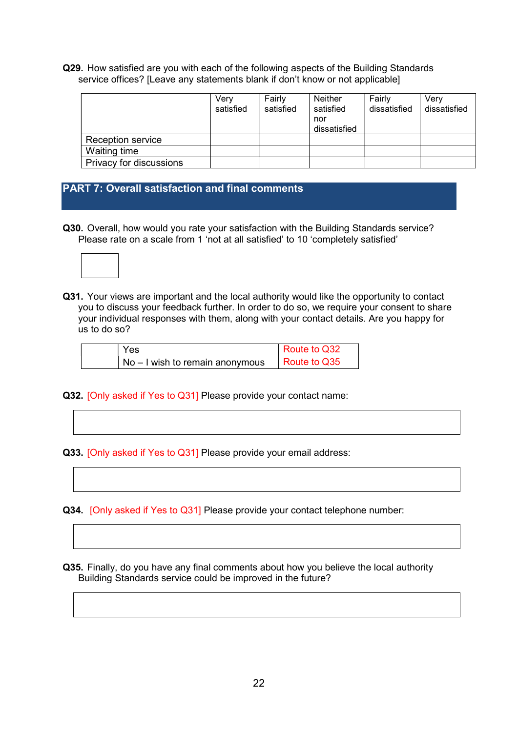**Q29.** How satisfied are you with each of the following aspects of the Building Standards service offices? [Leave any statements blank if don't know or not applicable]

| | Very satisfied | Fairly satisfied | Neither satisfied nor dissatisfied | Fairly dissatisfied | Very dissatisfied |
|---|---|---|---|---|---|
| Reception service | | | | | |
| Waiting time | | | | | |
| Privacy for discussions | | | | | |

## PART 7: Overall satisfaction and final comments

**Q30.** Overall, how would you rate your satisfaction with the Building Standards service? Please rate on a scale from 1 'not at all satisfied' to 10 'completely satisfied'

| |
|---|
| |

**Q31.** Your views are important and the local authority would like the opportunity to contact you to discuss your feedback further. In order to do so, we require your consent to share your individual responses with them, along with your contact details. Are you happy for us to do so?

| | | |
|---|---|---|
| | Yes | Route to Q32 |
| | No – I wish to remain anonymous | Route to Q35 |

**Q32.** [Only asked if Yes to Q31] Please provide your contact name:

| |
|---|
| |

**Q33.** [Only asked if Yes to Q31] Please provide your email address:

| |
|---|
| |

**Q34.** [Only asked if Yes to Q31] Please provide your contact telephone number:

| |
|---|
| |

**Q35.** Finally, do you have any final comments about how you believe the local authority Building Standards service could be improved in the future?

| |
|---|
| |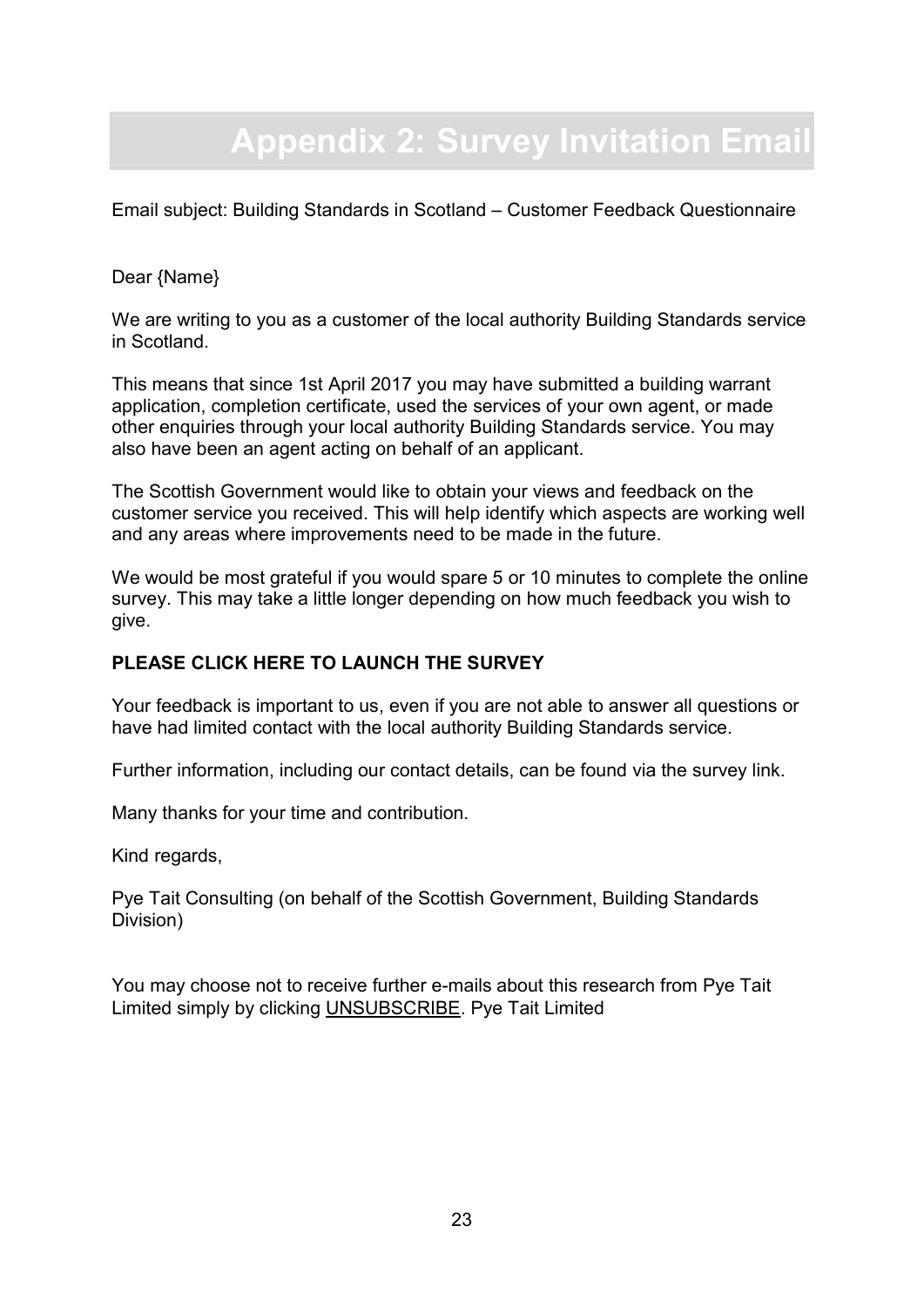# Appendix 2: Survey Invitation Email

Email subject: Building Standards in Scotland – Customer Feedback Questionnaire

Dear {Name}

We are writing to you as a customer of the local authority Building Standards service in Scotland.

This means that since 1st April 2017 you may have submitted a building warrant application, completion certificate, used the services of your own agent, or made other enquiries through your local authority Building Standards service. You may also have been an agent acting on behalf of an applicant.

The Scottish Government would like to obtain your views and feedback on the customer service you received. This will help identify which aspects are working well and any areas where improvements need to be made in the future.

We would be most grateful if you would spare 5 or 10 minutes to complete the online survey. This may take a little longer depending on how much feedback you wish to give.

**PLEASE CLICK HERE TO LAUNCH THE SURVEY**

Your feedback is important to us, even if you are not able to answer all questions or have had limited contact with the local authority Building Standards service.

Further information, including our contact details, can be found via the survey link.

Many thanks for your time and contribution.

Kind regards,

Pye Tait Consulting (on behalf of the Scottish Government, Building Standards Division)

You may choose not to receive further e-mails about this research from Pye Tait Limited simply by clicking UNSUBSCRIBE. Pye Tait Limited